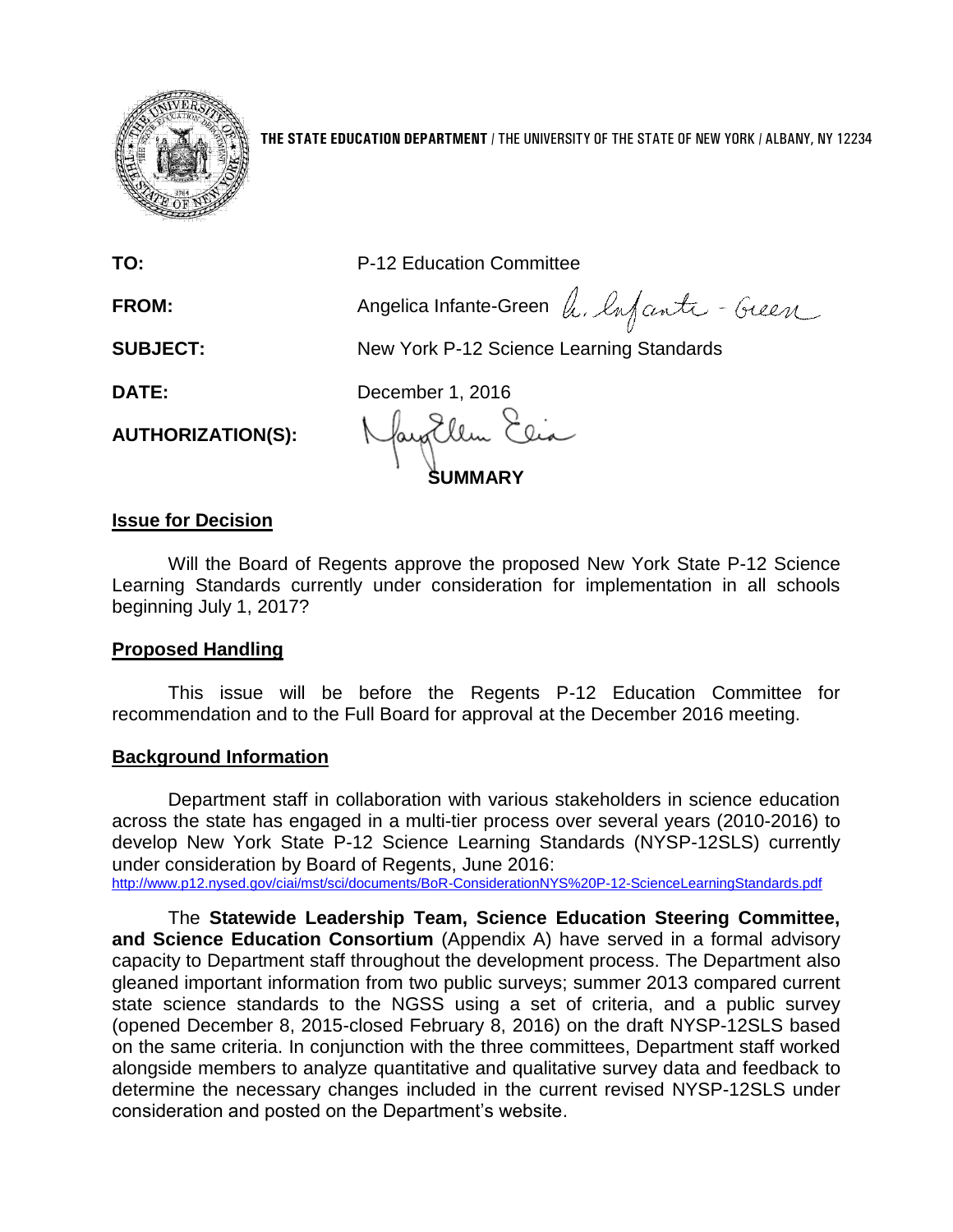THE STATE EDUCATION DEPARTMENT / THE UNIVERSITY OF THE STATE OF NEW YORK / ALBANY, NY 12234

| | |
|---|---|
| **TO:** | P-12 Education Committee |
| **FROM:** | Angelica Infante-Green |
| **SUBJECT:** | New York P-12 Science Learning Standards |
| **DATE:** | December 1, 2016 |
| **AUTHORIZATION(S):** | |

## SUMMARY

### Issue for Decision

Will the Board of Regents approve the proposed New York State P-12 Science Learning Standards currently under consideration for implementation in all schools beginning July 1, 2017?

### Proposed Handling

This issue will be before the Regents P-12 Education Committee for recommendation and to the Full Board for approval at the December 2016 meeting.

### Background Information

Department staff in collaboration with various stakeholders in science education across the state has engaged in a multi-tier process over several years (2010-2016) to develop New York State P-12 Science Learning Standards (NYSP-12SLS) currently under consideration by Board of Regents, June 2016: http://www.p12.nysed.gov/ciai/mst/sci/documents/BoR-ConsiderationNYS%20P-12-ScienceLearningStandards.pdf

The **Statewide Leadership Team, Science Education Steering Committee, and Science Education Consortium** (Appendix A) have served in a formal advisory capacity to Department staff throughout the development process. The Department also gleaned important information from two public surveys; summer 2013 compared current state science standards to the NGSS using a set of criteria, and a public survey (opened December 8, 2015-closed February 8, 2016) on the draft NYSP-12SLS based on the same criteria. In conjunction with the three committees, Department staff worked alongside members to analyze quantitative and qualitative survey data and feedback to determine the necessary changes included in the current revised NYSP-12SLS under consideration and posted on the Department's website.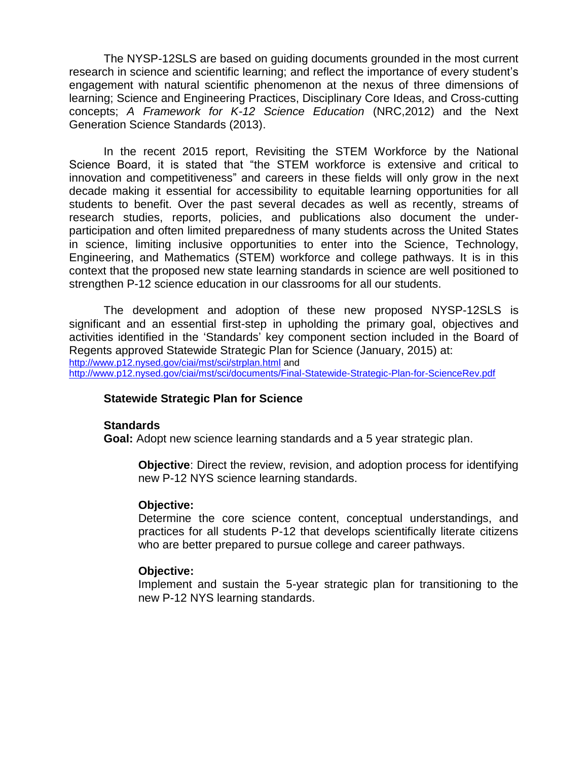The NYSP-12SLS are based on guiding documents grounded in the most current research in science and scientific learning; and reflect the importance of every student's engagement with natural scientific phenomenon at the nexus of three dimensions of learning; Science and Engineering Practices, Disciplinary Core Ideas, and Cross-cutting concepts; *A Framework for K-12 Science Education* (NRC,2012) and the Next Generation Science Standards (2013).

In the recent 2015 report, Revisiting the STEM Workforce by the National Science Board, it is stated that "the STEM workforce is extensive and critical to innovation and competitiveness" and careers in these fields will only grow in the next decade making it essential for accessibility to equitable learning opportunities for all students to benefit. Over the past several decades as well as recently, streams of research studies, reports, policies, and publications also document the under-participation and often limited preparedness of many students across the United States in science, limiting inclusive opportunities to enter into the Science, Technology, Engineering, and Mathematics (STEM) workforce and college pathways. It is in this context that the proposed new state learning standards in science are well positioned to strengthen P-12 science education in our classrooms for all our students.

The development and adoption of these new proposed NYSP-12SLS is significant and an essential first-step in upholding the primary goal, objectives and activities identified in the 'Standards' key component section included in the Board of Regents approved Statewide Strategic Plan for Science (January, 2015) at: http://www.p12.nysed.gov/ciai/mst/sci/strplan.html and http://www.p12.nysed.gov/ciai/mst/sci/documents/Final-Statewide-Strategic-Plan-for-ScienceRev.pdf

**Statewide Strategic Plan for Science**

**Standards**
**Goal:** Adopt new science learning standards and a 5 year strategic plan.

> **Objective**: Direct the review, revision, and adoption process for identifying new P-12 NYS science learning standards.
>
> **Objective:**
> Determine the core science content, conceptual understandings, and practices for all students P-12 that develops scientifically literate citizens who are better prepared to pursue college and career pathways.
>
> **Objective:**
> Implement and sustain the 5-year strategic plan for transitioning to the new P-12 NYS learning standards.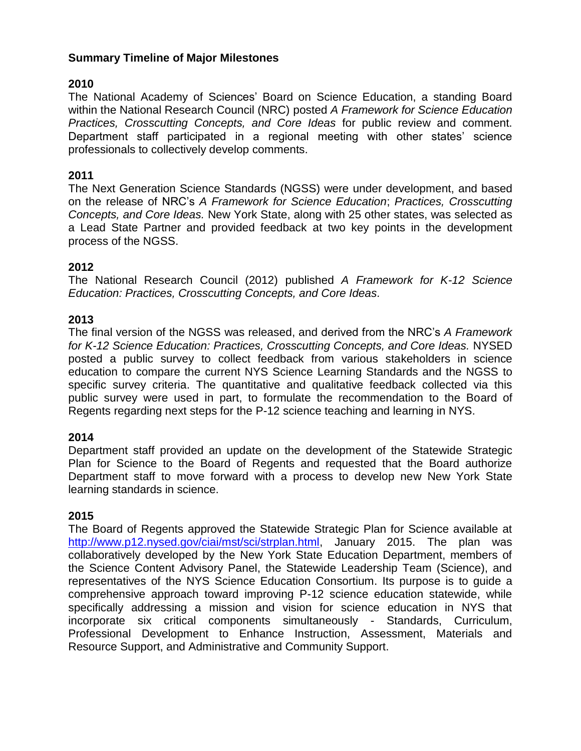**Summary Timeline of Major Milestones**

**2010**

The National Academy of Sciences' Board on Science Education, a standing Board within the National Research Council (NRC) posted *A Framework for Science Education Practices, Crosscutting Concepts, and Core Ideas* for public review and comment. Department staff participated in a regional meeting with other states' science professionals to collectively develop comments.

**2011**

The Next Generation Science Standards (NGSS) were under development, and based on the release of NRC's *A Framework for Science Education*; *Practices, Crosscutting Concepts, and Core Ideas.* New York State, along with 25 other states, was selected as a Lead State Partner and provided feedback at two key points in the development process of the NGSS.

**2012**

The National Research Council (2012) published *A Framework for K-12 Science Education: Practices, Crosscutting Concepts, and Core Ideas.*

**2013**

The final version of the NGSS was released, and derived from the NRC's *A Framework for K-12 Science Education: Practices, Crosscutting Concepts, and Core Ideas.* NYSED posted a public survey to collect feedback from various stakeholders in science education to compare the current NYS Science Learning Standards and the NGSS to specific survey criteria. The quantitative and qualitative feedback collected via this public survey were used in part, to formulate the recommendation to the Board of Regents regarding next steps for the P-12 science teaching and learning in NYS.

**2014**

Department staff provided an update on the development of the Statewide Strategic Plan for Science to the Board of Regents and requested that the Board authorize Department staff to move forward with a process to develop new New York State learning standards in science.

**2015**

The Board of Regents approved the Statewide Strategic Plan for Science available at http://www.p12.nysed.gov/ciai/mst/sci/strplan.html, January 2015. The plan was collaboratively developed by the New York State Education Department, members of the Science Content Advisory Panel, the Statewide Leadership Team (Science), and representatives of the NYS Science Education Consortium. Its purpose is to guide a comprehensive approach toward improving P-12 science education statewide, while specifically addressing a mission and vision for science education in NYS that incorporate six critical components simultaneously - Standards, Curriculum, Professional Development to Enhance Instruction, Assessment, Materials and Resource Support, and Administrative and Community Support.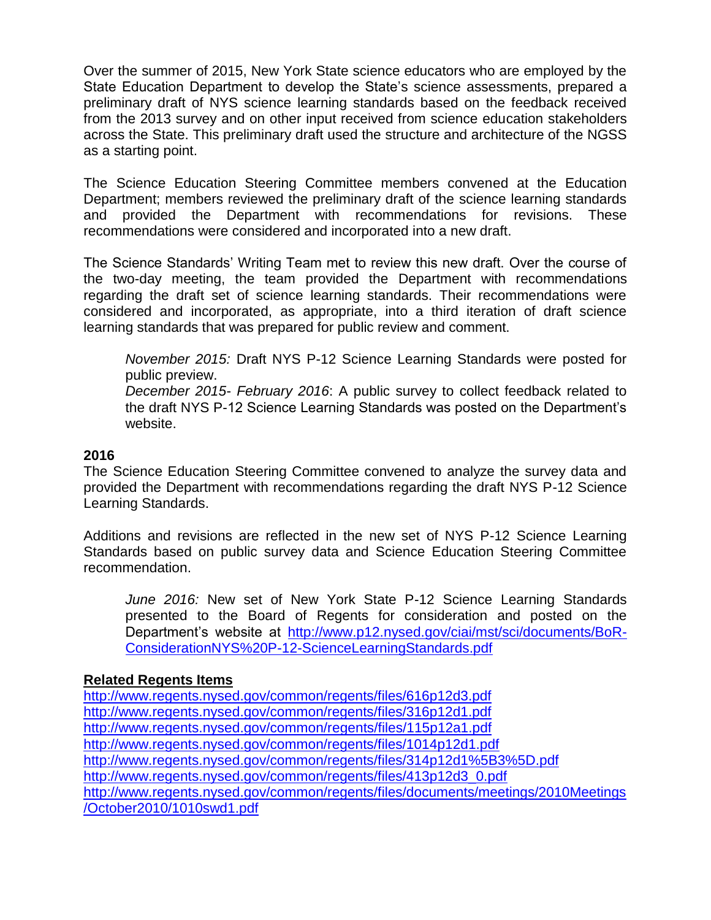Over the summer of 2015, New York State science educators who are employed by the State Education Department to develop the State's science assessments, prepared a preliminary draft of NYS science learning standards based on the feedback received from the 2013 survey and on other input received from science education stakeholders across the State. This preliminary draft used the structure and architecture of the NGSS as a starting point.

The Science Education Steering Committee members convened at the Education Department; members reviewed the preliminary draft of the science learning standards and provided the Department with recommendations for revisions. These recommendations were considered and incorporated into a new draft.

The Science Standards' Writing Team met to review this new draft. Over the course of the two-day meeting, the team provided the Department with recommendations regarding the draft set of science learning standards. Their recommendations were considered and incorporated, as appropriate, into a third iteration of draft science learning standards that was prepared for public review and comment.

> *November 2015:* Draft NYS P-12 Science Learning Standards were posted for public preview.
> *December 2015- February 2016*: A public survey to collect feedback related to the draft NYS P-12 Science Learning Standards was posted on the Department's website.

**2016**
The Science Education Steering Committee convened to analyze the survey data and provided the Department with recommendations regarding the draft NYS P-12 Science Learning Standards.

Additions and revisions are reflected in the new set of NYS P-12 Science Learning Standards based on public survey data and Science Education Steering Committee recommendation.

> *June 2016:* New set of New York State P-12 Science Learning Standards presented to the Board of Regents for consideration and posted on the Department's website at http://www.p12.nysed.gov/ciai/mst/sci/documents/BoR-ConsiderationNYS%20P-12-ScienceLearningStandards.pdf

**Related Regents Items**
http://www.regents.nysed.gov/common/regents/files/616p12d3.pdf
http://www.regents.nysed.gov/common/regents/files/316p12d1.pdf
http://www.regents.nysed.gov/common/regents/files/115p12a1.pdf
http://www.regents.nysed.gov/common/regents/files/1014p12d1.pdf
http://www.regents.nysed.gov/common/regents/files/314p12d1%5B3%5D.pdf
http://www.regents.nysed.gov/common/regents/files/413p12d3_0.pdf
http://www.regents.nysed.gov/common/regents/files/documents/meetings/2010Meetings/October2010/1010swd1.pdf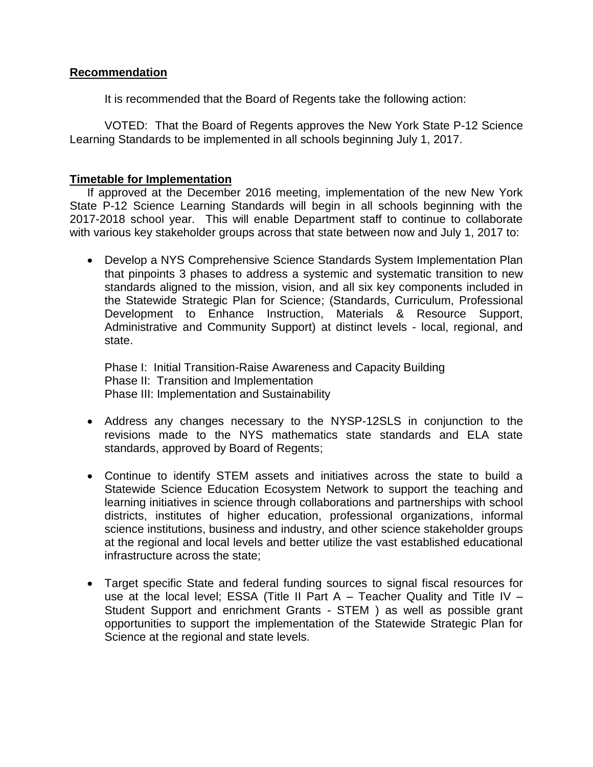**Recommendation**

It is recommended that the Board of Regents take the following action:

VOTED: That the Board of Regents approves the New York State P-12 Science Learning Standards to be implemented in all schools beginning July 1, 2017.

**Timetable for Implementation**

If approved at the December 2016 meeting, implementation of the new New York State P-12 Science Learning Standards will begin in all schools beginning with the 2017-2018 school year. This will enable Department staff to continue to collaborate with various key stakeholder groups across that state between now and July 1, 2017 to:

- Develop a NYS Comprehensive Science Standards System Implementation Plan that pinpoints 3 phases to address a systemic and systematic transition to new standards aligned to the mission, vision, and all six key components included in the Statewide Strategic Plan for Science; (Standards, Curriculum, Professional Development to Enhance Instruction, Materials & Resource Support, Administrative and Community Support) at distinct levels - local, regional, and state.

  Phase I: Initial Transition-Raise Awareness and Capacity Building
  Phase II: Transition and Implementation
  Phase III: Implementation and Sustainability

- Address any changes necessary to the NYSP-12SLS in conjunction to the revisions made to the NYS mathematics state standards and ELA state standards, approved by Board of Regents;

- Continue to identify STEM assets and initiatives across the state to build a Statewide Science Education Ecosystem Network to support the teaching and learning initiatives in science through collaborations and partnerships with school districts, institutes of higher education, professional organizations, informal science institutions, business and industry, and other science stakeholder groups at the regional and local levels and better utilize the vast established educational infrastructure across the state;

- Target specific State and federal funding sources to signal fiscal resources for use at the local level; ESSA (Title II Part A – Teacher Quality and Title IV – Student Support and enrichment Grants - STEM ) as well as possible grant opportunities to support the implementation of the Statewide Strategic Plan for Science at the regional and state levels.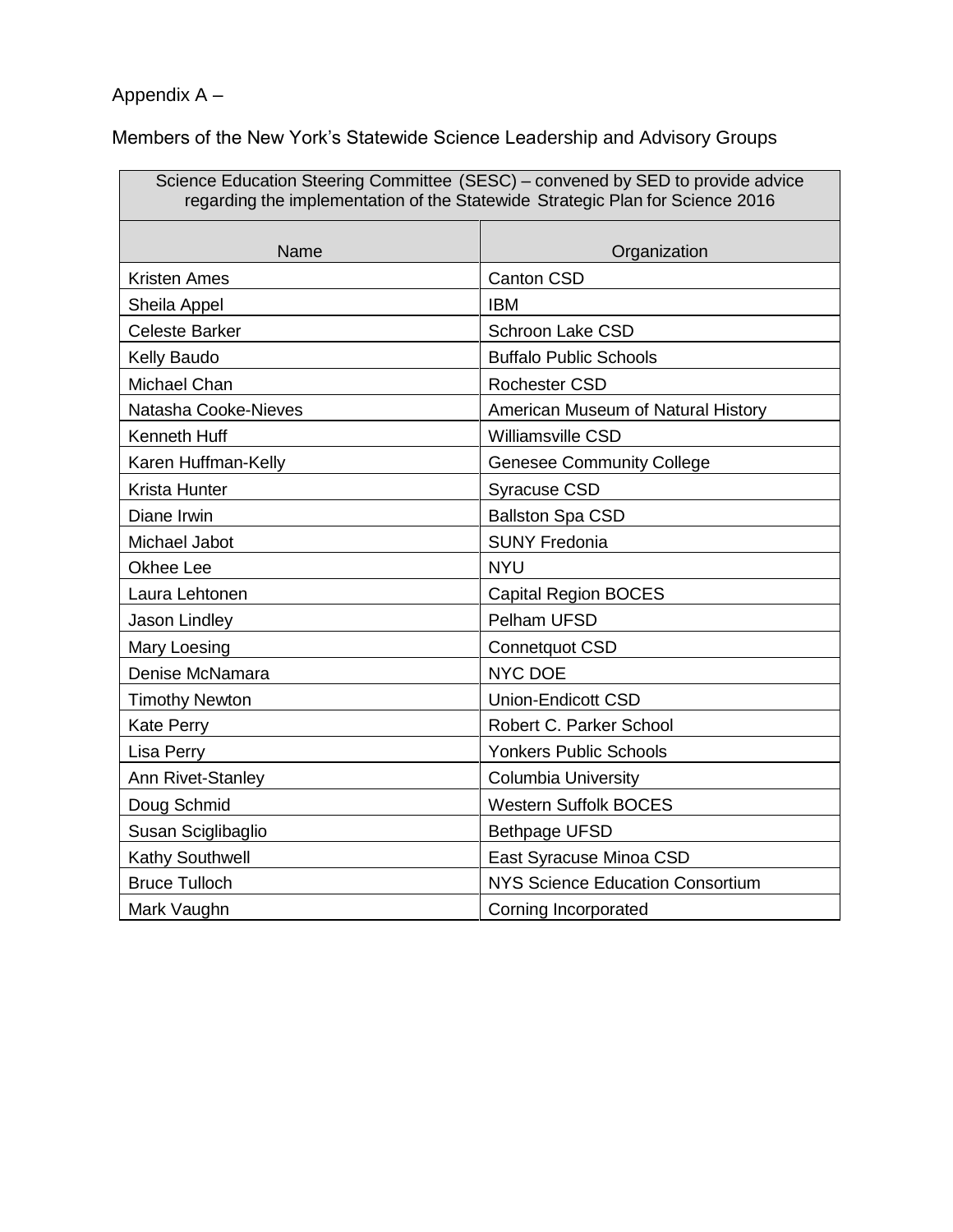Appendix A –

Members of the New York's Statewide Science Leadership and Advisory Groups

| Science Education Steering Committee (SESC) – convened by SED to provide advice regarding the implementation of the Statewide Strategic Plan for Science 2016 | |
|---|---|
| **Name** | **Organization** |
| Kristen Ames | Canton CSD |
| Sheila Appel | IBM |
| Celeste Barker | Schroon Lake CSD |
| Kelly Baudo | Buffalo Public Schools |
| Michael Chan | Rochester CSD |
| Natasha Cooke-Nieves | American Museum of Natural History |
| Kenneth Huff | Williamsville CSD |
| Karen Huffman-Kelly | Genesee Community College |
| Krista Hunter | Syracuse CSD |
| Diane Irwin | Ballston Spa CSD |
| Michael Jabot | SUNY Fredonia |
| Okhee Lee | NYU |
| Laura Lehtonen | Capital Region BOCES |
| Jason Lindley | Pelham UFSD |
| Mary Loesing | Connetquot CSD |
| Denise McNamara | NYC DOE |
| Timothy Newton | Union-Endicott CSD |
| Kate Perry | Robert C. Parker School |
| Lisa Perry | Yonkers Public Schools |
| Ann Rivet-Stanley | Columbia University |
| Doug Schmid | Western Suffolk BOCES |
| Susan Sciglibaglio | Bethpage UFSD |
| Kathy Southwell | East Syracuse Minoa CSD |
| Bruce Tulloch | NYS Science Education Consortium |
| Mark Vaughn | Corning Incorporated |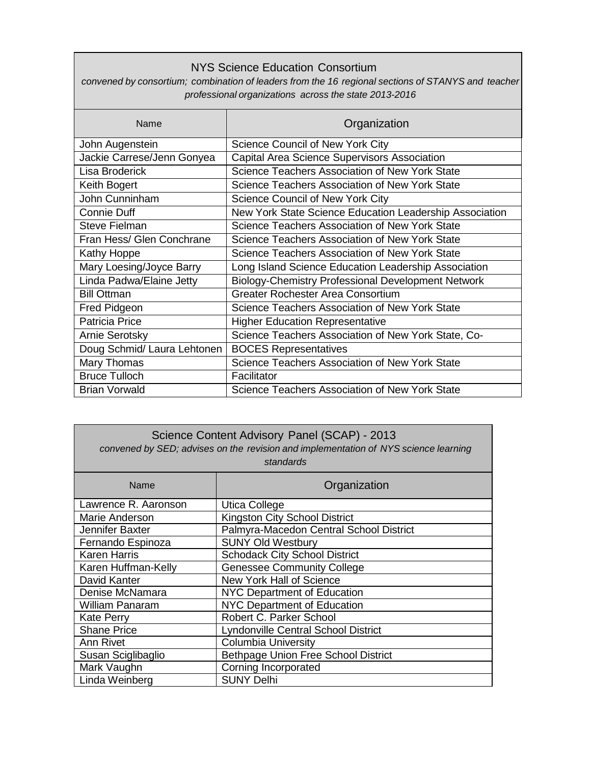| NYS Science Education Consortium<br>*convened by consortium; combination of leaders from the 16 regional sections of STANYS and teacher professional organizations across the state 2013-2016* | |
|---|---|
| Name | Organization |
| John Augenstein | Science Council of New York City |
| Jackie Carrese/Jenn Gonyea | Capital Area Science Supervisors Association |
| Lisa Broderick | Science Teachers Association of New York State |
| Keith Bogert | Science Teachers Association of New York State |
| John Cunninham | Science Council of New York City |
| Connie Duff | New York State Science Education Leadership Association |
| Steve Fielman | Science Teachers Association of New York State |
| Fran Hess/ Glen Conchrane | Science Teachers Association of New York State |
| Kathy Hoppe | Science Teachers Association of New York State |
| Mary Loesing/Joyce Barry | Long Island Science Education Leadership Association |
| Linda Padwa/Elaine Jetty | Biology-Chemistry Professional Development Network |
| Bill Ottman | Greater Rochester Area Consortium |
| Fred Pidgeon | Science Teachers Association of New York State |
| Patricia Price | Higher Education Representative |
| Arnie Serotsky | Science Teachers Association of New York State, Co- |
| Doug Schmid/ Laura Lehtonen | BOCES Representatives |
| Mary Thomas | Science Teachers Association of New York State |
| Bruce Tulloch | Facilitator |
| Brian Vorwald | Science Teachers Association of New York State |

| Science Content Advisory Panel (SCAP) - 2013<br>*convened by SED; advises on the revision and implementation of NYS science learning standards* | |
|---|---|
| Name | Organization |
| Lawrence R. Aaronson | Utica College |
| Marie Anderson | Kingston City School District |
| Jennifer Baxter | Palmyra-Macedon Central School District |
| Fernando Espinoza | SUNY Old Westbury |
| Karen Harris | Schodack City School District |
| Karen Huffman-Kelly | Genessee Community College |
| David Kanter | New York Hall of Science |
| Denise McNamara | NYC Department of Education |
| William Panaram | NYC Department of Education |
| Kate Perry | Robert C. Parker School |
| Shane Price | Lyndonville Central School District |
| Ann Rivet | Columbia University |
| Susan Sciglibaglio | Bethpage Union Free School District |
| Mark Vaughn | Corning Incorporated |
| Linda Weinberg | SUNY Delhi |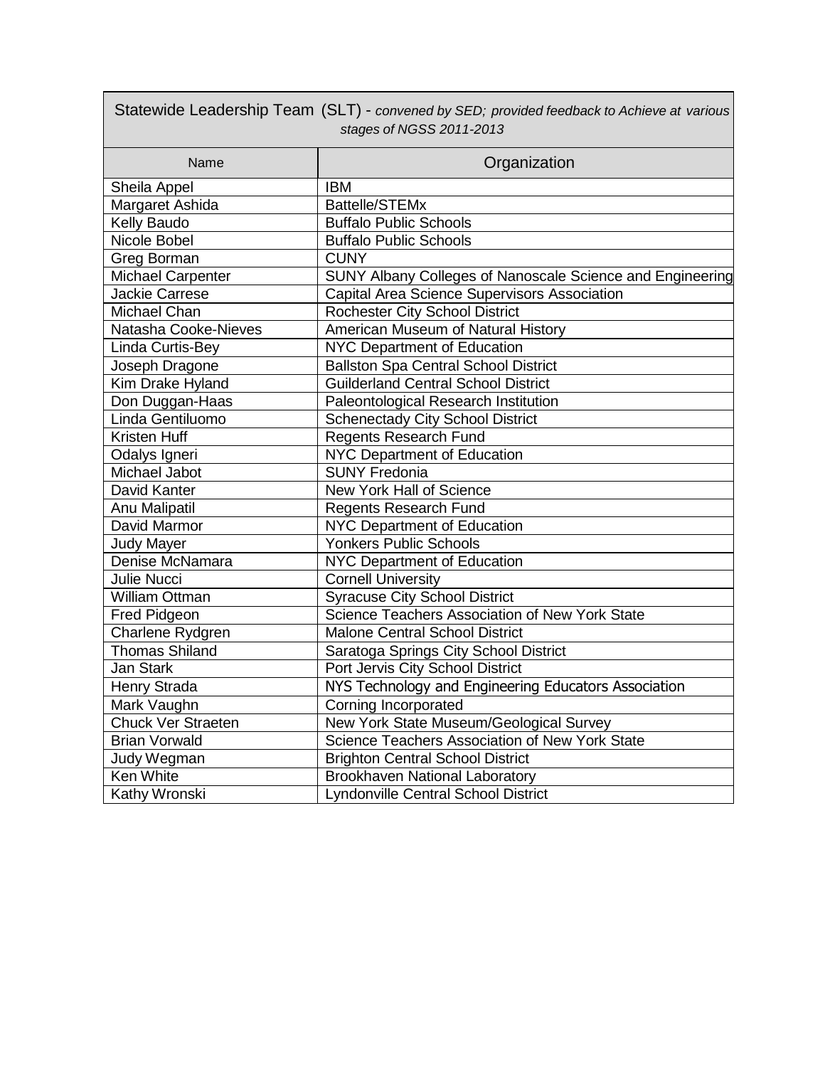Statewide Leadership Team (SLT) - *convened by SED; provided feedback to Achieve at various stages of NGSS 2011-2013*

| Name | Organization |
|---|---|
| Sheila Appel | IBM |
| Margaret Ashida | Battelle/STEMx |
| Kelly Baudo | Buffalo Public Schools |
| Nicole Bobel | Buffalo Public Schools |
| Greg Borman | CUNY |
| Michael Carpenter | SUNY Albany Colleges of Nanoscale Science and Engineering |
| Jackie Carrese | Capital Area Science Supervisors Association |
| Michael Chan | Rochester City School District |
| Natasha Cooke-Nieves | American Museum of Natural History |
| Linda Curtis-Bey | NYC Department of Education |
| Joseph Dragone | Ballston Spa Central School District |
| Kim Drake Hyland | Guilderland Central School District |
| Don Duggan-Haas | Paleontological Research Institution |
| Linda Gentiluomo | Schenectady City School District |
| Kristen Huff | Regents Research Fund |
| Odalys Igneri | NYC Department of Education |
| Michael Jabot | SUNY Fredonia |
| David Kanter | New York Hall of Science |
| Anu Malipatil | Regents Research Fund |
| David Marmor | NYC Department of Education |
| Judy Mayer | Yonkers Public Schools |
| Denise McNamara | NYC Department of Education |
| Julie Nucci | Cornell University |
| William Ottman | Syracuse City School District |
| Fred Pidgeon | Science Teachers Association of New York State |
| Charlene Rydgren | Malone Central School District |
| Thomas Shiland | Saratoga Springs City School District |
| Jan Stark | Port Jervis City School District |
| Henry Strada | NYS Technology and Engineering Educators Association |
| Mark Vaughn | Corning Incorporated |
| Chuck Ver Straeten | New York State Museum/Geological Survey |
| Brian Vorwald | Science Teachers Association of New York State |
| Judy Wegman | Brighton Central School District |
| Ken White | Brookhaven National Laboratory |
| Kathy Wronski | Lyndonville Central School District |